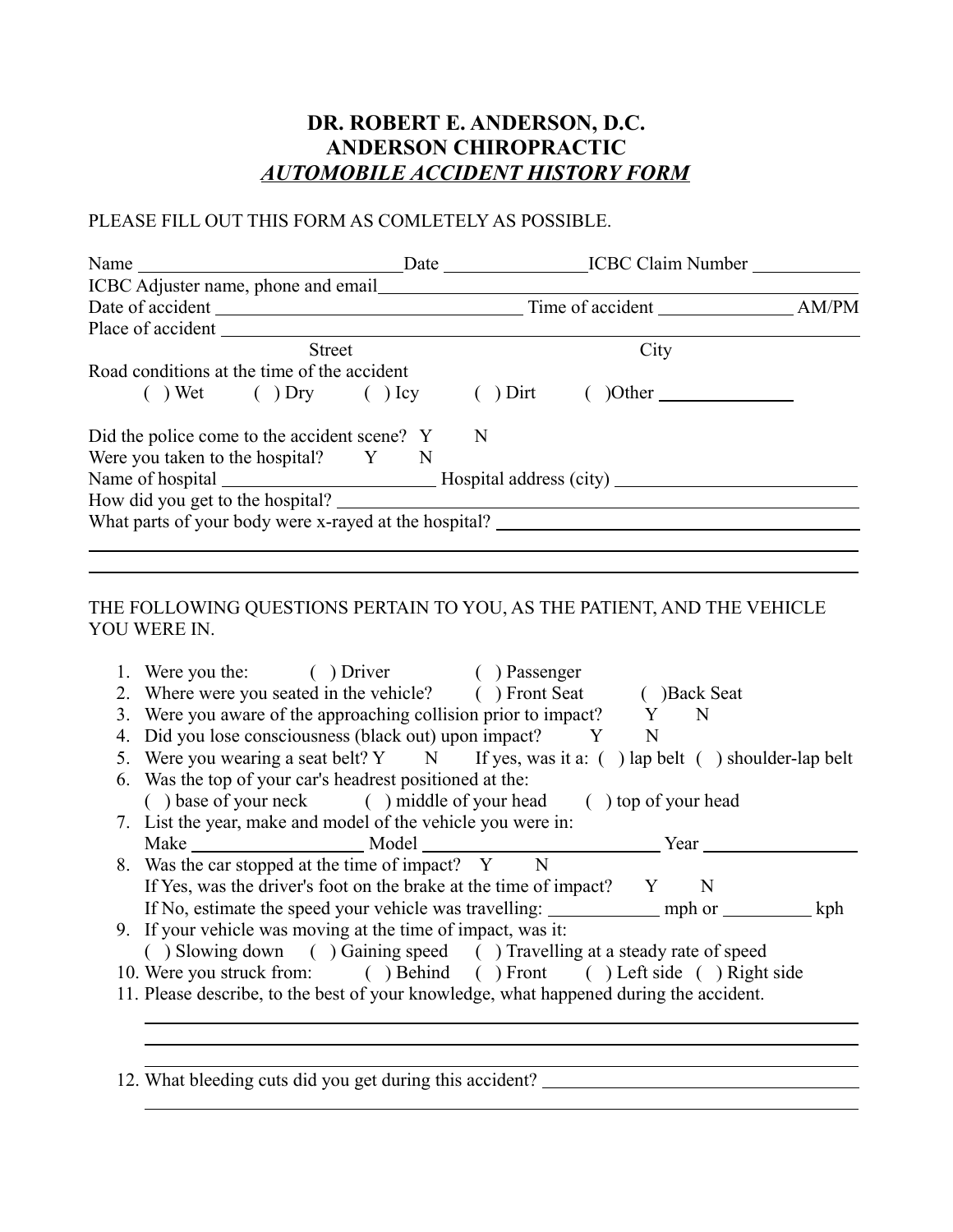# DR. ROBERT E. ANDERSON, D.C.
# ANDERSON CHIROPRACTIC
## *AUTOMOBILE ACCIDENT HISTORY FORM*

PLEASE FILL OUT THIS FORM AS COMLETELY AS POSSIBLE.

Name ____________________________ Date _______________ ICBC Claim Number ___________

ICBC Adjuster name, phone and email ________________________________________________

Date of accident ________________________________ Time of accident ______________ AM/PM

Place of accident ________________________________________________________________

Street City

Road conditions at the time of the accident

( ) Wet ( ) Dry ( ) Icy ( ) Dirt ( )Other _______________

Did the police come to the accident scene? Y N

Were you taken to the hospital? Y N

Name of hospital _______________________ Hospital address (city) _________________________

How did you get to the hospital? ____________________________________________________

What parts of your body were x-rayed at the hospital? _____________________________________

_____________________________________________________________________________

_____________________________________________________________________________

THE FOLLOWING QUESTIONS PERTAIN TO YOU, AS THE PATIENT, AND THE VEHICLE YOU WERE IN.

1. Were you the: ( ) Driver ( ) Passenger
2. Where were you seated in the vehicle? ( ) Front Seat ( )Back Seat
3. Were you aware of the approaching collision prior to impact? Y N
4. Did you lose consciousness (black out) upon impact? Y N
5. Were you wearing a seat belt? Y N If yes, was it a: ( ) lap belt ( ) shoulder-lap belt
6. Was the top of your car's headrest positioned at the:
   ( ) base of your neck ( ) middle of your head ( ) top of your head
7. List the year, make and model of the vehicle you were in:
   Make __________________ Model _________________________ Year _________________
8. Was the car stopped at the time of impact? Y N
   If Yes, was the driver's foot on the brake at the time of impact? Y N
   If No, estimate the speed your vehicle was travelling: ____________ mph or _________ kph
9. If your vehicle was moving at the time of impact, was it:
   ( ) Slowing down ( ) Gaining speed ( ) Travelling at a steady rate of speed
10. Were you struck from: ( ) Behind ( ) Front ( ) Left side ( ) Right side
11. Please describe, to the best of your knowledge, what happened during the accident.

    _________________________________________________________________________

    _________________________________________________________________________

    _________________________________________________________________________

12. What bleeding cuts did you get during this accident? ____________________________________

    _________________________________________________________________________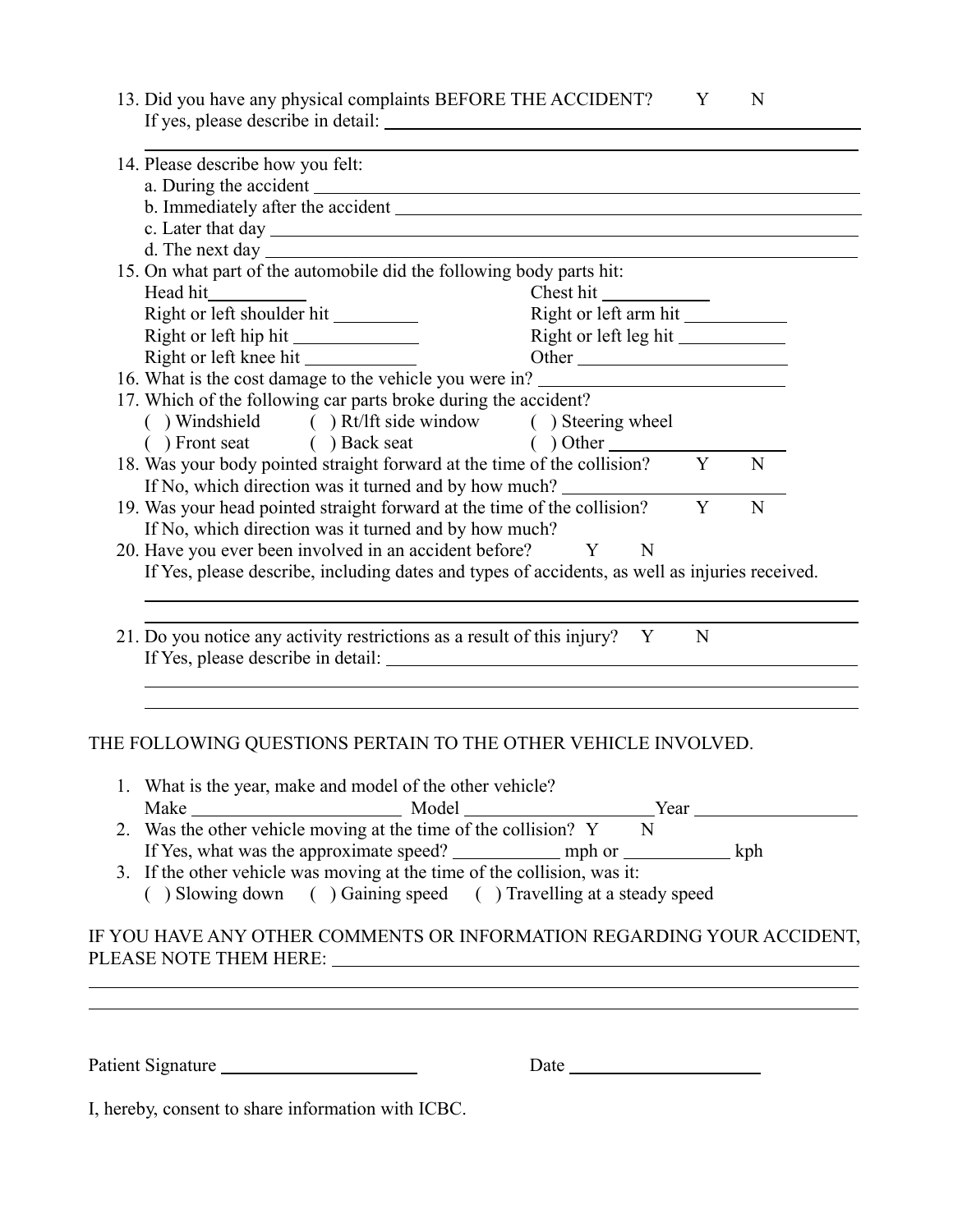13. Did you have any physical complaints BEFORE THE ACCIDENT? Y N
    If yes, please describe in detail: ______________________________________________

    ______________________________________________________________________

14. Please describe how you felt:
    a. During the accident ______________________________________________
    b. Immediately after the accident ______________________________________
    c. Later that day ________________________________________________
    d. The next day _________________________________________________

15. On what part of the automobile did the following body parts hit:

    Head hit__________ Chest hit __________
    Right or left shoulder hit _________ Right or left arm hit __________
    Right or left hip hit _____________ Right or left leg hit __________
    Right or left knee hit ____________ Other ______________________

16. What is the cost damage to the vehicle you were in? ________________________

17. Which of the following car parts broke during the accident?
    ( ) Windshield ( ) Rt/lft side window ( ) Steering wheel
    ( ) Front seat ( ) Back seat ( ) Other __________________

18. Was your body pointed straight forward at the time of the collision? Y N
    If No, which direction was it turned and by how much? ________________________

19. Was your head pointed straight forward at the time of the collision? Y N
    If No, which direction was it turned and by how much?

20. Have you ever been involved in an accident before? Y N
    If Yes, please describe, including dates and types of accidents, as well as injuries received.

    ______________________________________________________________________

    ______________________________________________________________________

21. Do you notice any activity restrictions as a result of this injury? Y N
    If Yes, please describe in detail: _____________________________________________

    ______________________________________________________________________

    ______________________________________________________________________

THE FOLLOWING QUESTIONS PERTAIN TO THE OTHER VEHICLE INVOLVED.

1. What is the year, make and model of the other vehicle?
   Make ______________________ Model ____________________Year _________________
2. Was the other vehicle moving at the time of the collision? Y N
   If Yes, what was the approximate speed? ___________ mph or ___________ kph
3. If the other vehicle was moving at the time of the collision, was it:
   ( ) Slowing down ( ) Gaining speed ( ) Travelling at a steady speed

IF YOU HAVE ANY OTHER COMMENTS OR INFORMATION REGARDING YOUR ACCIDENT, PLEASE NOTE THEM HERE: ________________________________________________

______________________________________________________________________

______________________________________________________________________

Patient Signature _____________________ Date _____________________

I, hereby, consent to share information with ICBC.